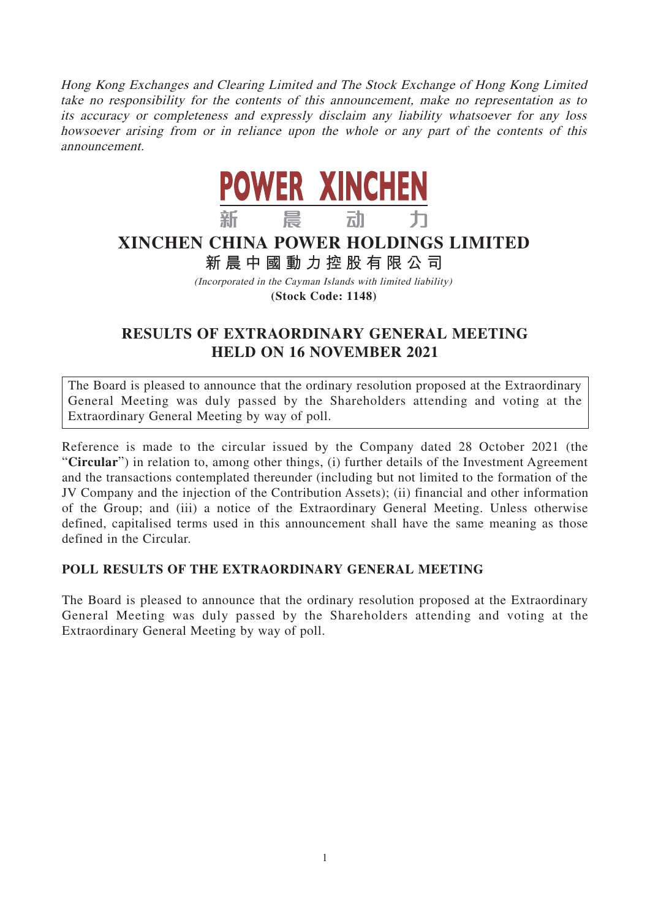*Hong Kong Exchanges and Clearing Limited and The Stock Exchange of Hong Kong Limited take no responsibility for the contents of this announcement, make no representation as to its accuracy or completeness and expressly disclaim any liability whatsoever for any loss howsoever arising from or in reliance upon the whole or any part of the contents of this announcement.*

POWER XINCHEN
新晨动力

# XINCHEN CHINA POWER HOLDINGS LIMITED

**新晨中國動力控股有限公司**

*(Incorporated in the Cayman Islands with limited liability)*

**(Stock Code: 1148)**

## RESULTS OF EXTRAORDINARY GENERAL MEETING HELD ON 16 NOVEMBER 2021

The Board is pleased to announce that the ordinary resolution proposed at the Extraordinary General Meeting was duly passed by the Shareholders attending and voting at the Extraordinary General Meeting by way of poll.

Reference is made to the circular issued by the Company dated 28 October 2021 (the "**Circular**") in relation to, among other things, (i) further details of the Investment Agreement and the transactions contemplated thereunder (including but not limited to the formation of the JV Company and the injection of the Contribution Assets); (ii) financial and other information of the Group; and (iii) a notice of the Extraordinary General Meeting. Unless otherwise defined, capitalised terms used in this announcement shall have the same meaning as those defined in the Circular.

### POLL RESULTS OF THE EXTRAORDINARY GENERAL MEETING

The Board is pleased to announce that the ordinary resolution proposed at the Extraordinary General Meeting was duly passed by the Shareholders attending and voting at the Extraordinary General Meeting by way of poll.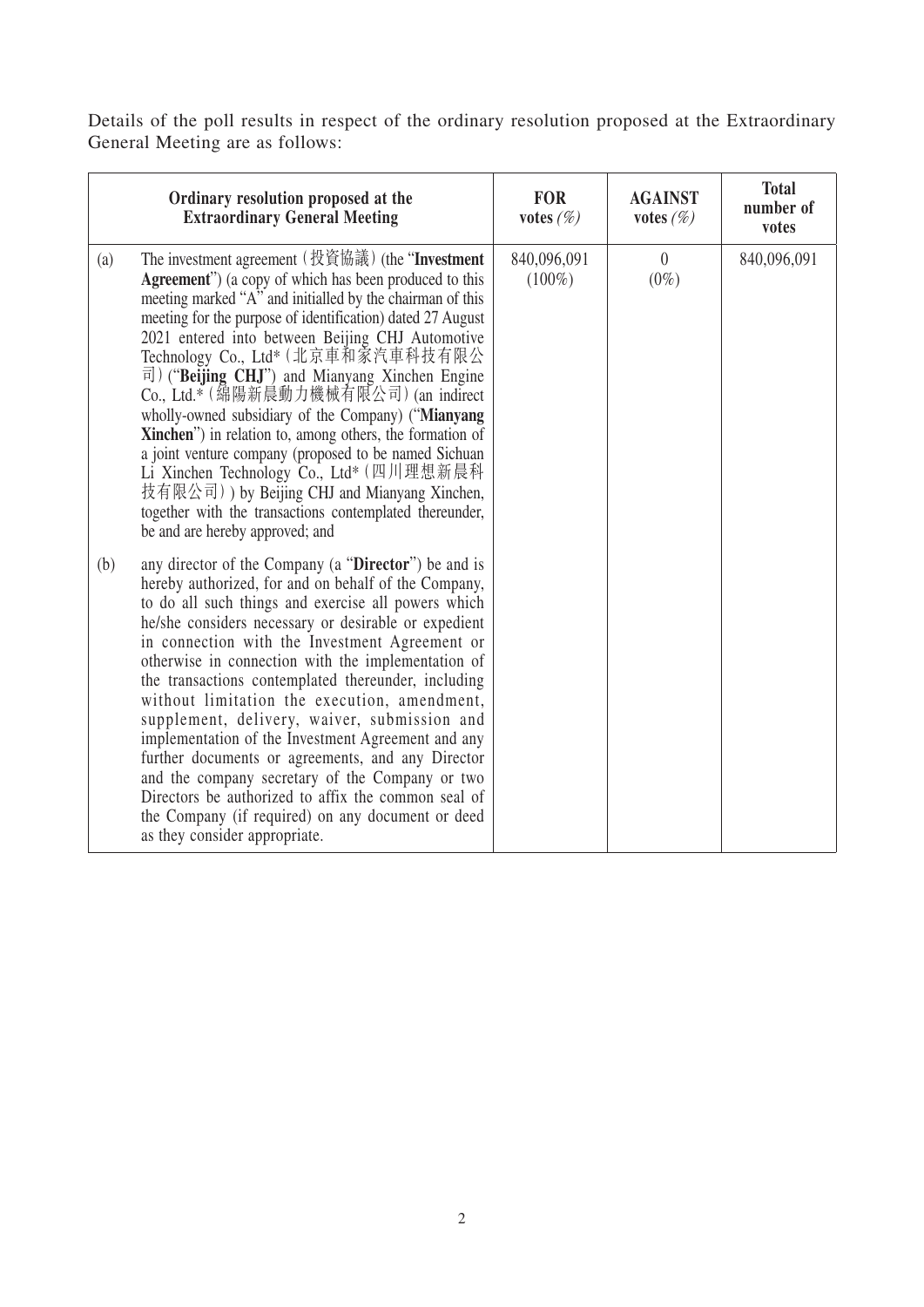Details of the poll results in respect of the ordinary resolution proposed at the Extraordinary General Meeting are as follows:

| | Ordinary resolution proposed at the Extraordinary General Meeting | FOR votes (%) | AGAINST votes (%) | Total number of votes |
|---|---|---|---|---|
| (a) | The investment agreement (投資協議) (the "**Investment Agreement**") (a copy of which has been produced to this meeting marked "A" and initialled by the chairman of this meeting for the purpose of identification) dated 27 August 2021 entered into between Beijing CHJ Automotive Technology Co., Ltd* (北京車和家汽車科技有限公司) ("**Beijing CHJ**") and Mianyang Xinchen Engine Co., Ltd.* (綿陽新晨動力機械有限公司) (an indirect wholly-owned subsidiary of the Company) ("**Mianyang Xinchen**") in relation to, among others, the formation of a joint venture company (proposed to be named Sichuan Li Xinchen Technology Co., Ltd* (四川理想新晨科技有限公司)) by Beijing CHJ and Mianyang Xinchen, together with the transactions contemplated thereunder, be and are hereby approved; and | 840,096,091 (100%) | 0 (0%) | 840,096,091 |
| (b) | any director of the Company (a "**Director**") be and is hereby authorized, for and on behalf of the Company, to do all such things and exercise all powers which he/she considers necessary or desirable or expedient in connection with the Investment Agreement or otherwise in connection with the implementation of the transactions contemplated thereunder, including without limitation the execution, amendment, supplement, delivery, waiver, submission and implementation of the Investment Agreement and any further documents or agreements, and any Director and the company secretary of the Company or two Directors be authorized to affix the common seal of the Company (if required) on any document or deed as they consider appropriate. | | | |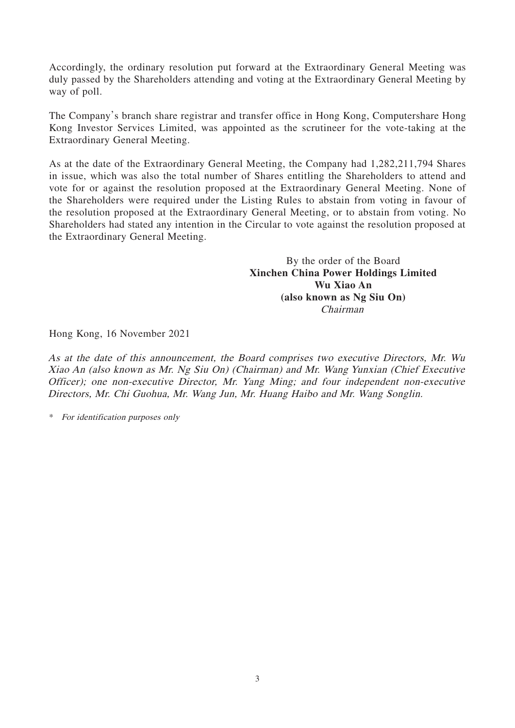Accordingly, the ordinary resolution put forward at the Extraordinary General Meeting was duly passed by the Shareholders attending and voting at the Extraordinary General Meeting by way of poll.

The Company's branch share registrar and transfer office in Hong Kong, Computershare Hong Kong Investor Services Limited, was appointed as the scrutineer for the vote-taking at the Extraordinary General Meeting.

As at the date of the Extraordinary General Meeting, the Company had 1,282,211,794 Shares in issue, which was also the total number of Shares entitling the Shareholders to attend and vote for or against the resolution proposed at the Extraordinary General Meeting. None of the Shareholders were required under the Listing Rules to abstain from voting in favour of the resolution proposed at the Extraordinary General Meeting, or to abstain from voting. No Shareholders had stated any intention in the Circular to vote against the resolution proposed at the Extraordinary General Meeting.

By the order of the Board
**Xinchen China Power Holdings Limited**
**Wu Xiao An**
**(also known as Ng Siu On)**
*Chairman*

Hong Kong, 16 November 2021

*As at the date of this announcement, the Board comprises two executive Directors, Mr. Wu Xiao An (also known as Mr. Ng Siu On) (Chairman) and Mr. Wang Yunxian (Chief Executive Officer); one non-executive Director, Mr. Yang Ming; and four independent non-executive Directors, Mr. Chi Guohua, Mr. Wang Jun, Mr. Huang Haibo and Mr. Wang Songlin.*

\* *For identification purposes only*